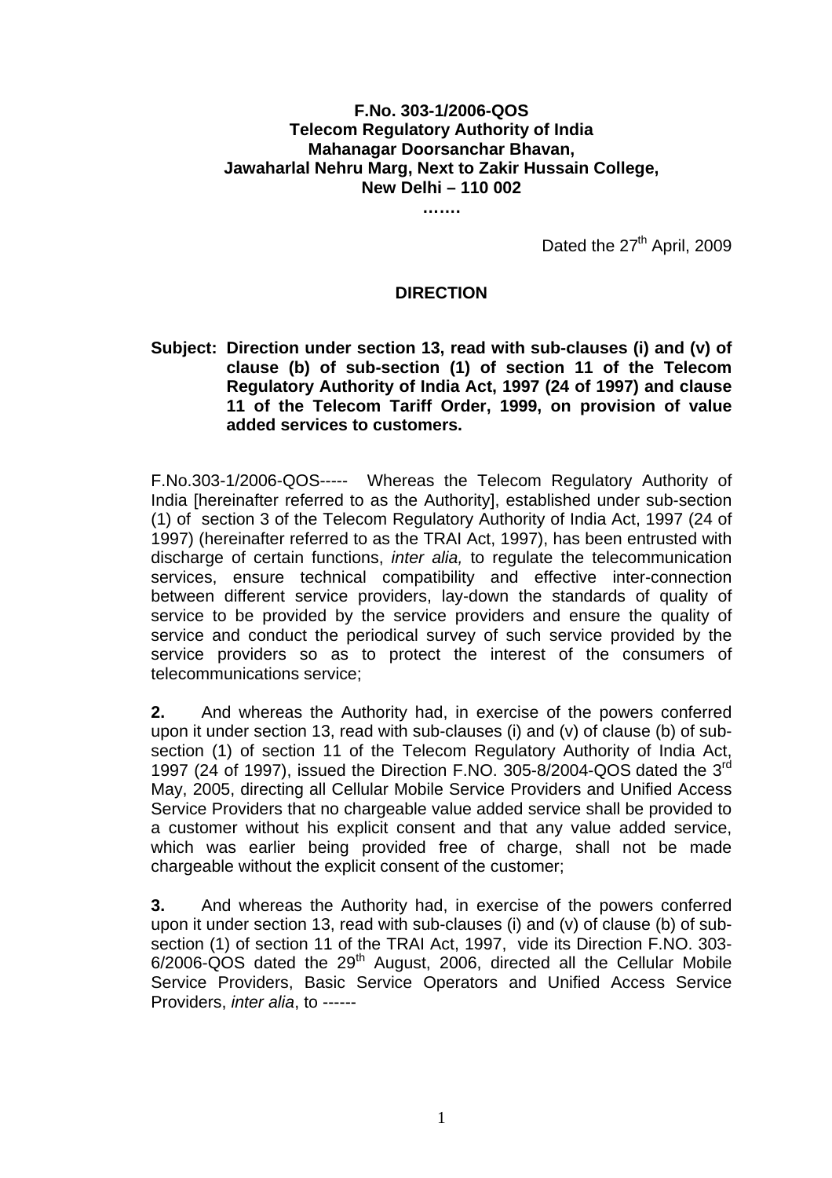**F.No. 303-1/2006-QOS**
**Telecom Regulatory Authority of India**
**Mahanagar Doorsanchar Bhavan,**
**Jawaharlal Nehru Marg, Next to Zakir Hussain College,**
**New Delhi – 110 002**
**…….**

Dated the 27th April, 2009

## DIRECTION

**Subject: Direction under section 13, read with sub-clauses (i) and (v) of clause (b) of sub-section (1) of section 11 of the Telecom Regulatory Authority of India Act, 1997 (24 of 1997) and clause 11 of the Telecom Tariff Order, 1999, on provision of value added services to customers.**

F.No.303-1/2006-QOS----- Whereas the Telecom Regulatory Authority of India [hereinafter referred to as the Authority], established under sub-section (1) of section 3 of the Telecom Regulatory Authority of India Act, 1997 (24 of 1997) (hereinafter referred to as the TRAI Act, 1997), has been entrusted with discharge of certain functions, *inter alia,* to regulate the telecommunication services, ensure technical compatibility and effective inter-connection between different service providers, lay-down the standards of quality of service to be provided by the service providers and ensure the quality of service and conduct the periodical survey of such service provided by the service providers so as to protect the interest of the consumers of telecommunications service;

**2.** And whereas the Authority had, in exercise of the powers conferred upon it under section 13, read with sub-clauses (i) and (v) of clause (b) of sub-section (1) of section 11 of the Telecom Regulatory Authority of India Act, 1997 (24 of 1997), issued the Direction F.NO. 305-8/2004-QOS dated the 3rd May, 2005, directing all Cellular Mobile Service Providers and Unified Access Service Providers that no chargeable value added service shall be provided to a customer without his explicit consent and that any value added service, which was earlier being provided free of charge, shall not be made chargeable without the explicit consent of the customer;

**3.** And whereas the Authority had, in exercise of the powers conferred upon it under section 13, read with sub-clauses (i) and (v) of clause (b) of sub-section (1) of section 11 of the TRAI Act, 1997, vide its Direction F.NO. 303-6/2006-QOS dated the 29th August, 2006, directed all the Cellular Mobile Service Providers, Basic Service Operators and Unified Access Service Providers, *inter alia*, to ------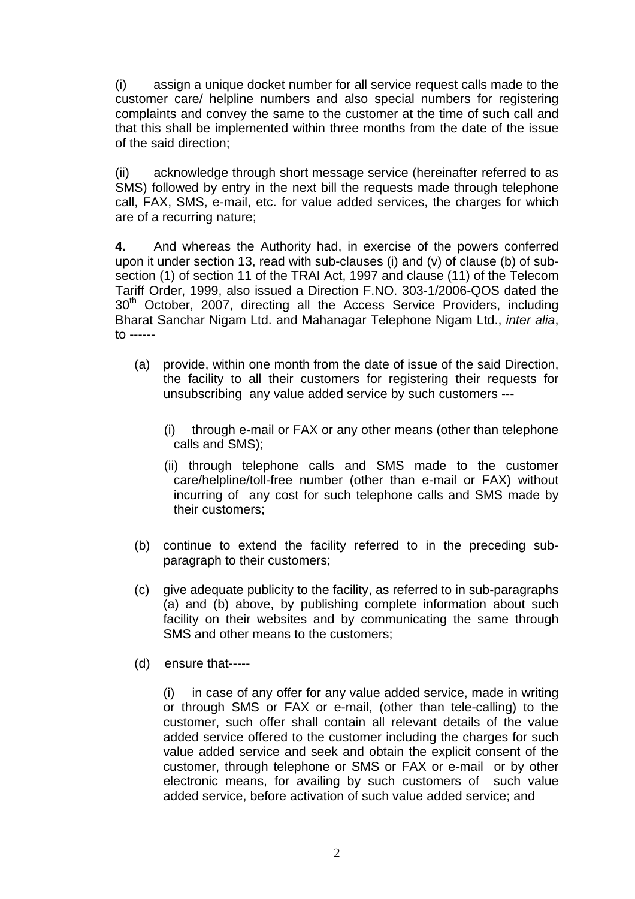(i) assign a unique docket number for all service request calls made to the customer care/ helpline numbers and also special numbers for registering complaints and convey the same to the customer at the time of such call and that this shall be implemented within three months from the date of the issue of the said direction;

(ii) acknowledge through short message service (hereinafter referred to as SMS) followed by entry in the next bill the requests made through telephone call, FAX, SMS, e-mail, etc. for value added services, the charges for which are of a recurring nature;

**4.** And whereas the Authority had, in exercise of the powers conferred upon it under section 13, read with sub-clauses (i) and (v) of clause (b) of sub-section (1) of section 11 of the TRAI Act, 1997 and clause (11) of the Telecom Tariff Order, 1999, also issued a Direction F.NO. 303-1/2006-QOS dated the 30th October, 2007, directing all the Access Service Providers, including Bharat Sanchar Nigam Ltd. and Mahanagar Telephone Nigam Ltd., *inter alia*, to ------

(a) provide, within one month from the date of issue of the said Direction, the facility to all their customers for registering their requests for unsubscribing any value added service by such customers ---

(i) through e-mail or FAX or any other means (other than telephone calls and SMS);

(ii) through telephone calls and SMS made to the customer care/helpline/toll-free number (other than e-mail or FAX) without incurring of any cost for such telephone calls and SMS made by their customers;

(b) continue to extend the facility referred to in the preceding sub-paragraph to their customers;

(c) give adequate publicity to the facility, as referred to in sub-paragraphs (a) and (b) above, by publishing complete information about such facility on their websites and by communicating the same through SMS and other means to the customers;

(d) ensure that-----

(i) in case of any offer for any value added service, made in writing or through SMS or FAX or e-mail, (other than tele-calling) to the customer, such offer shall contain all relevant details of the value added service offered to the customer including the charges for such value added service and seek and obtain the explicit consent of the customer, through telephone or SMS or FAX or e-mail or by other electronic means, for availing by such customers of such value added service, before activation of such value added service; and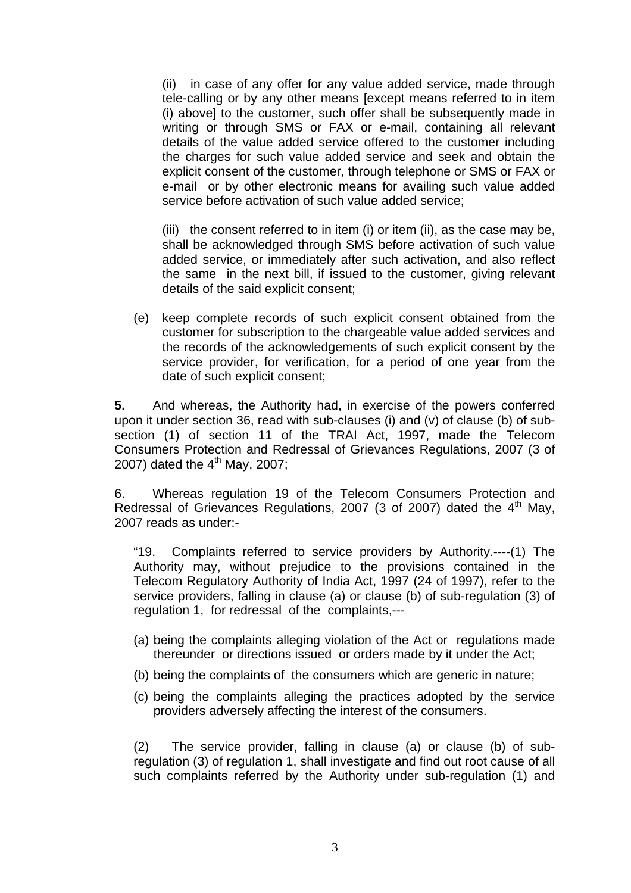(ii) in case of any offer for any value added service, made through tele-calling or by any other means [except means referred to in item (i) above] to the customer, such offer shall be subsequently made in writing or through SMS or FAX or e-mail, containing all relevant details of the value added service offered to the customer including the charges for such value added service and seek and obtain the explicit consent of the customer, through telephone or SMS or FAX or e-mail or by other electronic means for availing such value added service before activation of such value added service;

(iii) the consent referred to in item (i) or item (ii), as the case may be, shall be acknowledged through SMS before activation of such value added service, or immediately after such activation, and also reflect the same in the next bill, if issued to the customer, giving relevant details of the said explicit consent;

(e) keep complete records of such explicit consent obtained from the customer for subscription to the chargeable value added services and the records of the acknowledgements of such explicit consent by the service provider, for verification, for a period of one year from the date of such explicit consent;

**5.** And whereas, the Authority had, in exercise of the powers conferred upon it under section 36, read with sub-clauses (i) and (v) of clause (b) of sub-section (1) of section 11 of the TRAI Act, 1997, made the Telecom Consumers Protection and Redressal of Grievances Regulations, 2007 (3 of 2007) dated the 4th May, 2007;

6. Whereas regulation 19 of the Telecom Consumers Protection and Redressal of Grievances Regulations, 2007 (3 of 2007) dated the 4th May, 2007 reads as under:-

"19. Complaints referred to service providers by Authority.----(1) The Authority may, without prejudice to the provisions contained in the Telecom Regulatory Authority of India Act, 1997 (24 of 1997), refer to the service providers, falling in clause (a) or clause (b) of sub-regulation (3) of regulation 1, for redressal of the complaints,---

(a) being the complaints alleging violation of the Act or regulations made thereunder or directions issued or orders made by it under the Act;

(b) being the complaints of the consumers which are generic in nature;

(c) being the complaints alleging the practices adopted by the service providers adversely affecting the interest of the consumers.

(2) The service provider, falling in clause (a) or clause (b) of sub-regulation (3) of regulation 1, shall investigate and find out root cause of all such complaints referred by the Authority under sub-regulation (1) and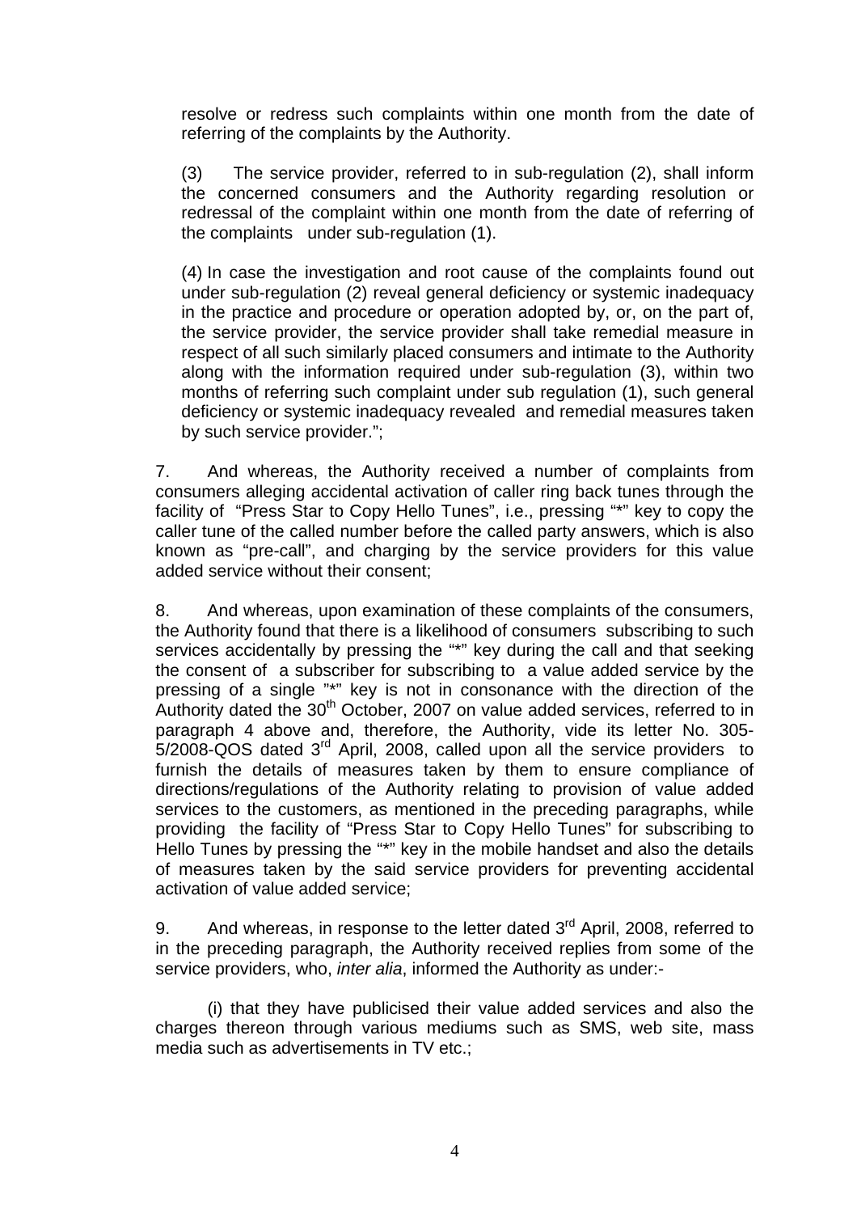resolve or redress such complaints within one month from the date of referring of the complaints by the Authority.

(3) The service provider, referred to in sub-regulation (2), shall inform the concerned consumers and the Authority regarding resolution or redressal of the complaint within one month from the date of referring of the complaints under sub-regulation (1).

(4) In case the investigation and root cause of the complaints found out under sub-regulation (2) reveal general deficiency or systemic inadequacy in the practice and procedure or operation adopted by, or, on the part of, the service provider, the service provider shall take remedial measure in respect of all such similarly placed consumers and intimate to the Authority along with the information required under sub-regulation (3), within two months of referring such complaint under sub regulation (1), such general deficiency or systemic inadequacy revealed and remedial measures taken by such service provider.";

7. And whereas, the Authority received a number of complaints from consumers alleging accidental activation of caller ring back tunes through the facility of "Press Star to Copy Hello Tunes", i.e., pressing "*" key to copy the caller tune of the called number before the called party answers, which is also known as "pre-call", and charging by the service providers for this value added service without their consent;

8. And whereas, upon examination of these complaints of the consumers, the Authority found that there is a likelihood of consumers subscribing to such services accidentally by pressing the "*" key during the call and that seeking the consent of a subscriber for subscribing to a value added service by the pressing of a single "*" key is not in consonance with the direction of the Authority dated the 30th October, 2007 on value added services, referred to in paragraph 4 above and, therefore, the Authority, vide its letter No. 305-5/2008-QOS dated 3rd April, 2008, called upon all the service providers to furnish the details of measures taken by them to ensure compliance of directions/regulations of the Authority relating to provision of value added services to the customers, as mentioned in the preceding paragraphs, while providing the facility of "Press Star to Copy Hello Tunes" for subscribing to Hello Tunes by pressing the "*" key in the mobile handset and also the details of measures taken by the said service providers for preventing accidental activation of value added service;

9. And whereas, in response to the letter dated 3rd April, 2008, referred to in the preceding paragraph, the Authority received replies from some of the service providers, who, *inter alia*, informed the Authority as under:-

(i) that they have publicised their value added services and also the charges thereon through various mediums such as SMS, web site, mass media such as advertisements in TV etc.;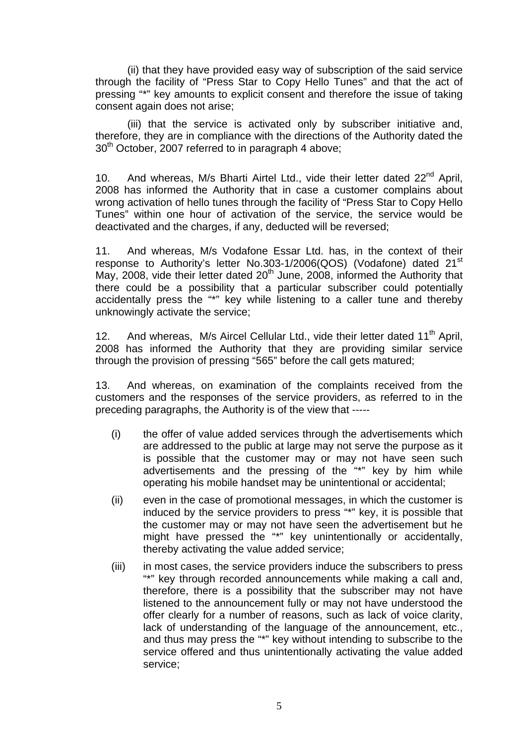(ii) that they have provided easy way of subscription of the said service through the facility of "Press Star to Copy Hello Tunes" and that the act of pressing "*" key amounts to explicit consent and therefore the issue of taking consent again does not arise;

(iii) that the service is activated only by subscriber initiative and, therefore, they are in compliance with the directions of the Authority dated the 30th October, 2007 referred to in paragraph 4 above;

10. And whereas, M/s Bharti Airtel Ltd., vide their letter dated 22nd April, 2008 has informed the Authority that in case a customer complains about wrong activation of hello tunes through the facility of "Press Star to Copy Hello Tunes" within one hour of activation of the service, the service would be deactivated and the charges, if any, deducted will be reversed;

11. And whereas, M/s Vodafone Essar Ltd. has, in the context of their response to Authority's letter No.303-1/2006(QOS) (Vodafone) dated 21st May, 2008, vide their letter dated 20th June, 2008, informed the Authority that there could be a possibility that a particular subscriber could potentially accidentally press the "*" key while listening to a caller tune and thereby unknowingly activate the service;

12. And whereas, M/s Aircel Cellular Ltd., vide their letter dated 11th April, 2008 has informed the Authority that they are providing similar service through the provision of pressing "565" before the call gets matured;

13. And whereas, on examination of the complaints received from the customers and the responses of the service providers, as referred to in the preceding paragraphs, the Authority is of the view that -----

(i) the offer of value added services through the advertisements which are addressed to the public at large may not serve the purpose as it is possible that the customer may or may not have seen such advertisements and the pressing of the "*" key by him while operating his mobile handset may be unintentional or accidental;

(ii) even in the case of promotional messages, in which the customer is induced by the service providers to press "*" key, it is possible that the customer may or may not have seen the advertisement but he might have pressed the "*" key unintentionally or accidentally, thereby activating the value added service;

(iii) in most cases, the service providers induce the subscribers to press "*" key through recorded announcements while making a call and, therefore, there is a possibility that the subscriber may not have listened to the announcement fully or may not have understood the offer clearly for a number of reasons, such as lack of voice clarity, lack of understanding of the language of the announcement, etc., and thus may press the "*" key without intending to subscribe to the service offered and thus unintentionally activating the value added service;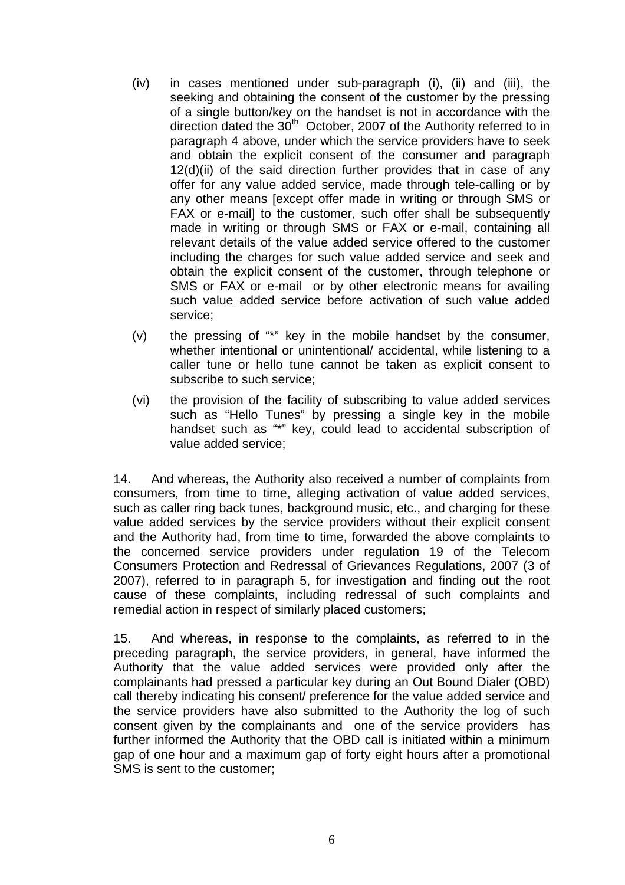(iv) in cases mentioned under sub-paragraph (i), (ii) and (iii), the seeking and obtaining the consent of the customer by the pressing of a single button/key on the handset is not in accordance with the direction dated the 30th October, 2007 of the Authority referred to in paragraph 4 above, under which the service providers have to seek and obtain the explicit consent of the consumer and paragraph 12(d)(ii) of the said direction further provides that in case of any offer for any value added service, made through tele-calling or by any other means [except offer made in writing or through SMS or FAX or e-mail] to the customer, such offer shall be subsequently made in writing or through SMS or FAX or e-mail, containing all relevant details of the value added service offered to the customer including the charges for such value added service and seek and obtain the explicit consent of the customer, through telephone or SMS or FAX or e-mail or by other electronic means for availing such value added service before activation of such value added service;

(v) the pressing of "*" key in the mobile handset by the consumer, whether intentional or unintentional/ accidental, while listening to a caller tune or hello tune cannot be taken as explicit consent to subscribe to such service;

(vi) the provision of the facility of subscribing to value added services such as "Hello Tunes" by pressing a single key in the mobile handset such as "*" key, could lead to accidental subscription of value added service;

14. And whereas, the Authority also received a number of complaints from consumers, from time to time, alleging activation of value added services, such as caller ring back tunes, background music, etc., and charging for these value added services by the service providers without their explicit consent and the Authority had, from time to time, forwarded the above complaints to the concerned service providers under regulation 19 of the Telecom Consumers Protection and Redressal of Grievances Regulations, 2007 (3 of 2007), referred to in paragraph 5, for investigation and finding out the root cause of these complaints, including redressal of such complaints and remedial action in respect of similarly placed customers;

15. And whereas, in response to the complaints, as referred to in the preceding paragraph, the service providers, in general, have informed the Authority that the value added services were provided only after the complainants had pressed a particular key during an Out Bound Dialer (OBD) call thereby indicating his consent/ preference for the value added service and the service providers have also submitted to the Authority the log of such consent given by the complainants and one of the service providers has further informed the Authority that the OBD call is initiated within a minimum gap of one hour and a maximum gap of forty eight hours after a promotional SMS is sent to the customer;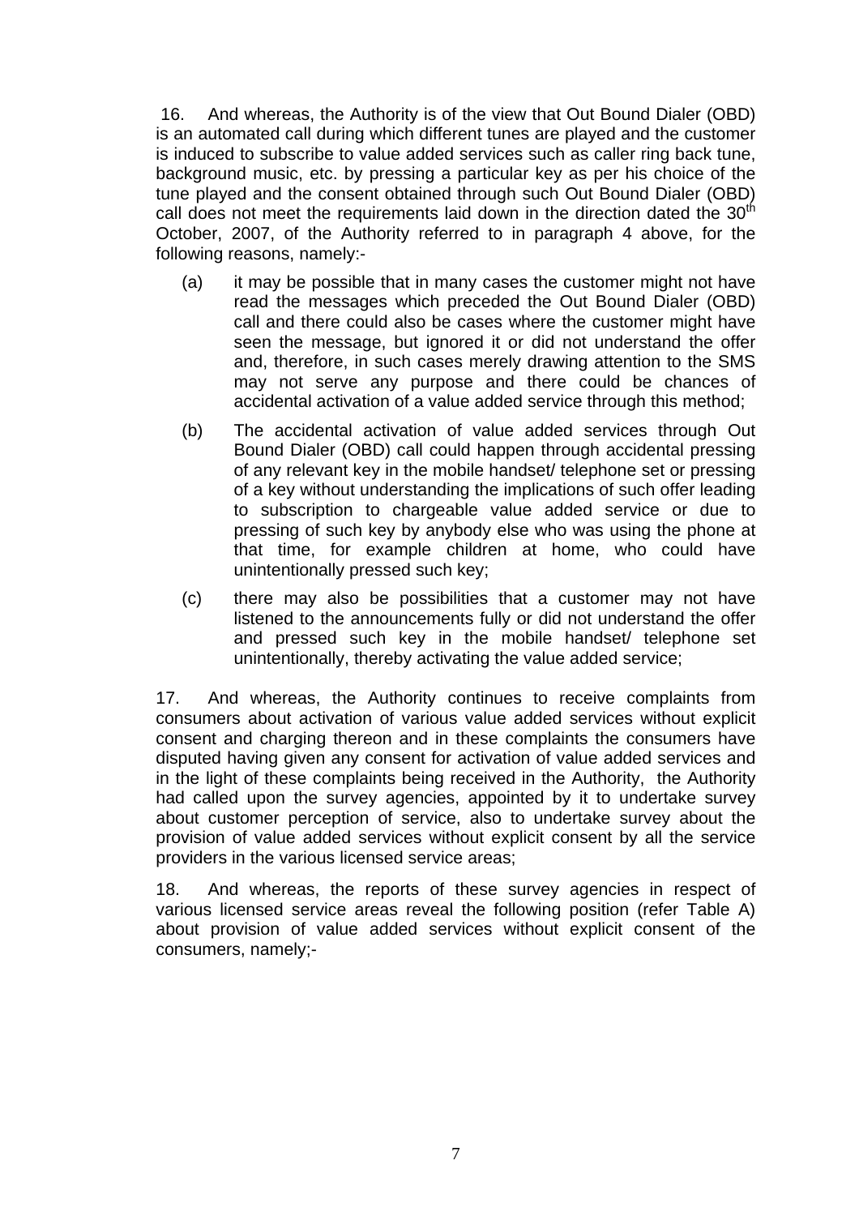16. And whereas, the Authority is of the view that Out Bound Dialer (OBD) is an automated call during which different tunes are played and the customer is induced to subscribe to value added services such as caller ring back tune, background music, etc. by pressing a particular key as per his choice of the tune played and the consent obtained through such Out Bound Dialer (OBD) call does not meet the requirements laid down in the direction dated the 30th October, 2007, of the Authority referred to in paragraph 4 above, for the following reasons, namely:-

(a) it may be possible that in many cases the customer might not have read the messages which preceded the Out Bound Dialer (OBD) call and there could also be cases where the customer might have seen the message, but ignored it or did not understand the offer and, therefore, in such cases merely drawing attention to the SMS may not serve any purpose and there could be chances of accidental activation of a value added service through this method;

(b) The accidental activation of value added services through Out Bound Dialer (OBD) call could happen through accidental pressing of any relevant key in the mobile handset/ telephone set or pressing of a key without understanding the implications of such offer leading to subscription to chargeable value added service or due to pressing of such key by anybody else who was using the phone at that time, for example children at home, who could have unintentionally pressed such key;

(c) there may also be possibilities that a customer may not have listened to the announcements fully or did not understand the offer and pressed such key in the mobile handset/ telephone set unintentionally, thereby activating the value added service;

17. And whereas, the Authority continues to receive complaints from consumers about activation of various value added services without explicit consent and charging thereon and in these complaints the consumers have disputed having given any consent for activation of value added services and in the light of these complaints being received in the Authority, the Authority had called upon the survey agencies, appointed by it to undertake survey about customer perception of service, also to undertake survey about the provision of value added services without explicit consent by all the service providers in the various licensed service areas;

18. And whereas, the reports of these survey agencies in respect of various licensed service areas reveal the following position (refer Table A) about provision of value added services without explicit consent of the consumers, namely;-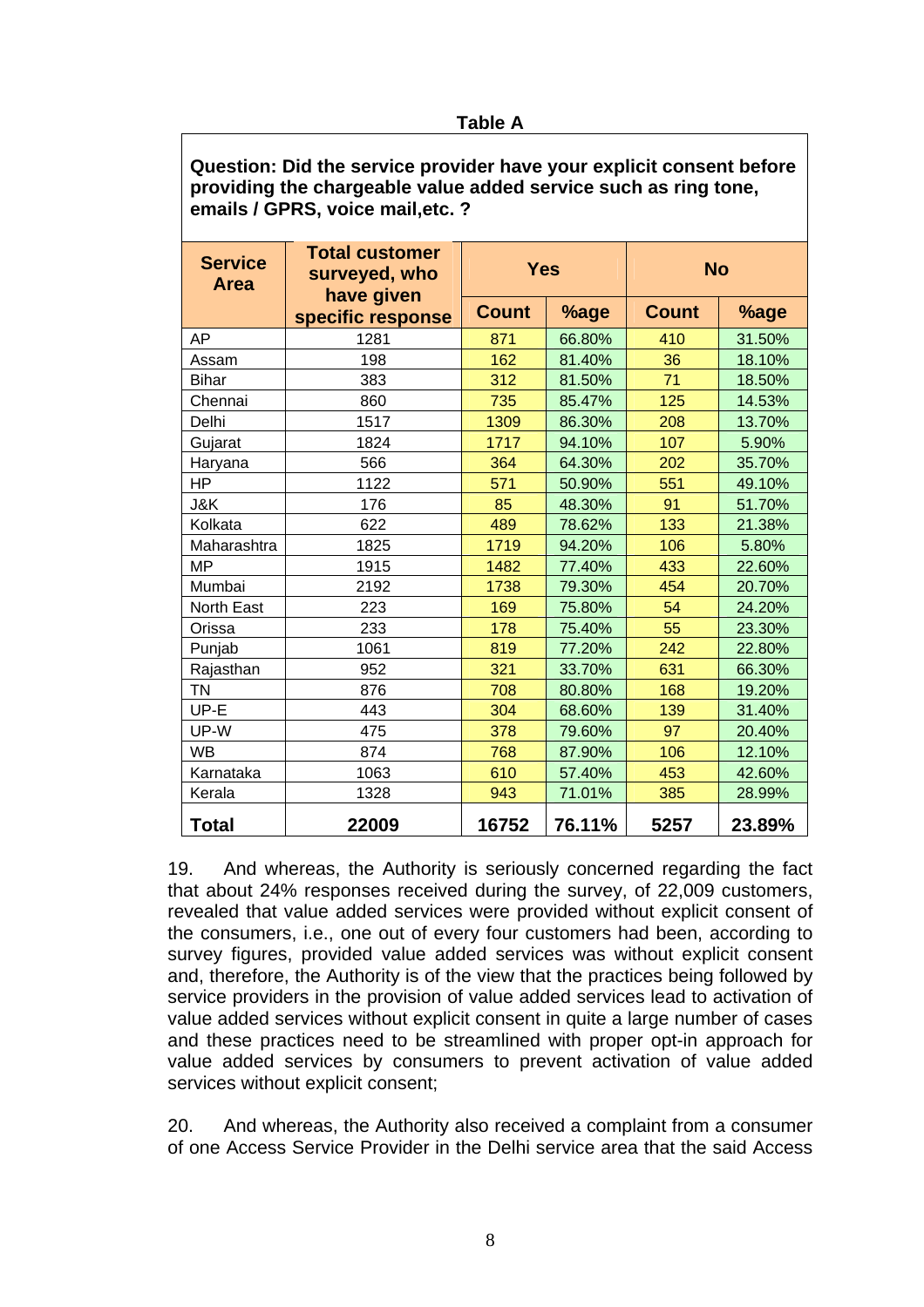**Table A**

**Question: Did the service provider have your explicit consent before providing the chargeable value added service such as ring tone, emails / GPRS, voice mail,etc. ?**

| Service Area | Total customer surveyed, who have given specific response | Yes | | No | |
|---|---|---|---|---|---|
| | | Count | %age | Count | %age |
| AP | 1281 | 871 | 66.80% | 410 | 31.50% |
| Assam | 198 | 162 | 81.40% | 36 | 18.10% |
| Bihar | 383 | 312 | 81.50% | 71 | 18.50% |
| Chennai | 860 | 735 | 85.47% | 125 | 14.53% |
| Delhi | 1517 | 1309 | 86.30% | 208 | 13.70% |
| Gujarat | 1824 | 1717 | 94.10% | 107 | 5.90% |
| Haryana | 566 | 364 | 64.30% | 202 | 35.70% |
| HP | 1122 | 571 | 50.90% | 551 | 49.10% |
| J&K | 176 | 85 | 48.30% | 91 | 51.70% |
| Kolkata | 622 | 489 | 78.62% | 133 | 21.38% |
| Maharashtra | 1825 | 1719 | 94.20% | 106 | 5.80% |
| MP | 1915 | 1482 | 77.40% | 433 | 22.60% |
| Mumbai | 2192 | 1738 | 79.30% | 454 | 20.70% |
| North East | 223 | 169 | 75.80% | 54 | 24.20% |
| Orissa | 233 | 178 | 75.40% | 55 | 23.30% |
| Punjab | 1061 | 819 | 77.20% | 242 | 22.80% |
| Rajasthan | 952 | 321 | 33.70% | 631 | 66.30% |
| TN | 876 | 708 | 80.80% | 168 | 19.20% |
| UP-E | 443 | 304 | 68.60% | 139 | 31.40% |
| UP-W | 475 | 378 | 79.60% | 97 | 20.40% |
| WB | 874 | 768 | 87.90% | 106 | 12.10% |
| Karnataka | 1063 | 610 | 57.40% | 453 | 42.60% |
| Kerala | 1328 | 943 | 71.01% | 385 | 28.99% |
| **Total** | **22009** | **16752** | **76.11%** | **5257** | **23.89%** |

19. And whereas, the Authority is seriously concerned regarding the fact that about 24% responses received during the survey, of 22,009 customers, revealed that value added services were provided without explicit consent of the consumers, i.e., one out of every four customers had been, according to survey figures, provided value added services was without explicit consent and, therefore, the Authority is of the view that the practices being followed by service providers in the provision of value added services lead to activation of value added services without explicit consent in quite a large number of cases and these practices need to be streamlined with proper opt-in approach for value added services by consumers to prevent activation of value added services without explicit consent;

20. And whereas, the Authority also received a complaint from a consumer of one Access Service Provider in the Delhi service area that the said Access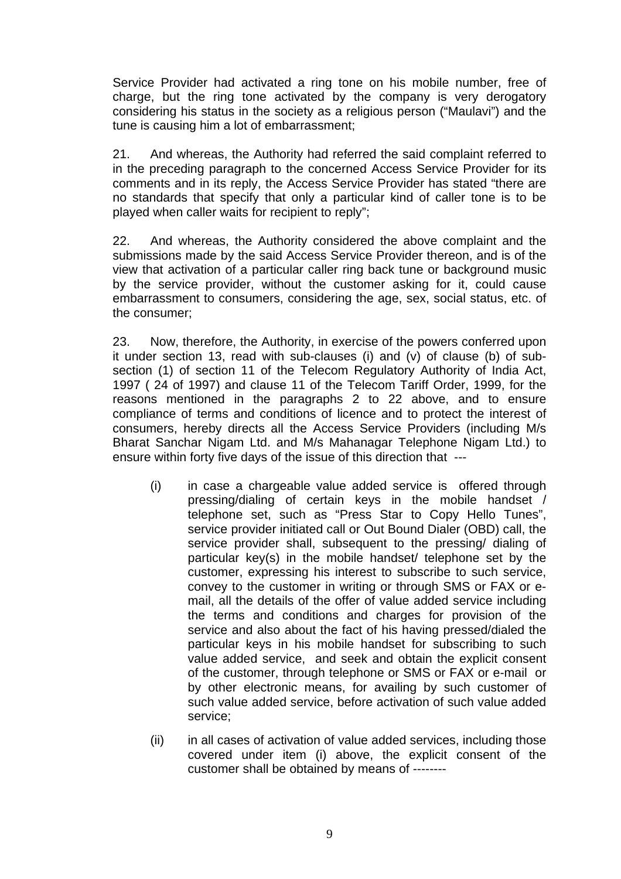Service Provider had activated a ring tone on his mobile number, free of charge, but the ring tone activated by the company is very derogatory considering his status in the society as a religious person ("Maulavi") and the tune is causing him a lot of embarrassment;

21. And whereas, the Authority had referred the said complaint referred to in the preceding paragraph to the concerned Access Service Provider for its comments and in its reply, the Access Service Provider has stated "there are no standards that specify that only a particular kind of caller tone is to be played when caller waits for recipient to reply";

22. And whereas, the Authority considered the above complaint and the submissions made by the said Access Service Provider thereon, and is of the view that activation of a particular caller ring back tune or background music by the service provider, without the customer asking for it, could cause embarrassment to consumers, considering the age, sex, social status, etc. of the consumer;

23. Now, therefore, the Authority, in exercise of the powers conferred upon it under section 13, read with sub-clauses (i) and (v) of clause (b) of sub-section (1) of section 11 of the Telecom Regulatory Authority of India Act, 1997 ( 24 of 1997) and clause 11 of the Telecom Tariff Order, 1999, for the reasons mentioned in the paragraphs 2 to 22 above, and to ensure compliance of terms and conditions of licence and to protect the interest of consumers, hereby directs all the Access Service Providers (including M/s Bharat Sanchar Nigam Ltd. and M/s Mahanagar Telephone Nigam Ltd.) to ensure within forty five days of the issue of this direction that ---

(i) in case a chargeable value added service is offered through pressing/dialing of certain keys in the mobile handset / telephone set, such as "Press Star to Copy Hello Tunes", service provider initiated call or Out Bound Dialer (OBD) call, the service provider shall, subsequent to the pressing/ dialing of particular key(s) in the mobile handset/ telephone set by the customer, expressing his interest to subscribe to such service, convey to the customer in writing or through SMS or FAX or e-mail, all the details of the offer of value added service including the terms and conditions and charges for provision of the service and also about the fact of his having pressed/dialed the particular keys in his mobile handset for subscribing to such value added service, and seek and obtain the explicit consent of the customer, through telephone or SMS or FAX or e-mail or by other electronic means, for availing by such customer of such value added service, before activation of such value added service;

(ii) in all cases of activation of value added services, including those covered under item (i) above, the explicit consent of the customer shall be obtained by means of --------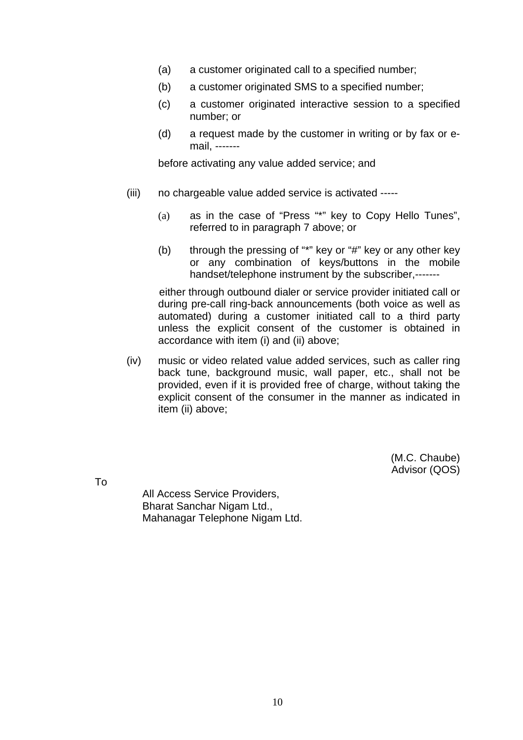(a) a customer originated call to a specified number;

(b) a customer originated SMS to a specified number;

(c) a customer originated interactive session to a specified number; or

(d) a request made by the customer in writing or by fax or e-mail, -------

before activating any value added service; and

(iii) no chargeable value added service is activated -----

(a) as in the case of "Press "*" key to Copy Hello Tunes", referred to in paragraph 7 above; or

(b) through the pressing of "*" key or "#" key or any other key or any combination of keys/buttons in the mobile handset/telephone instrument by the subscriber,-------

either through outbound dialer or service provider initiated call or during pre-call ring-back announcements (both voice as well as automated) during a customer initiated call to a third party unless the explicit consent of the customer is obtained in accordance with item (i) and (ii) above;

(iv) music or video related value added services, such as caller ring back tune, background music, wall paper, etc., shall not be provided, even if it is provided free of charge, without taking the explicit consent of the consumer in the manner as indicated in item (ii) above;

(M.C. Chaube)
Advisor (QOS)

To

All Access Service Providers,
Bharat Sanchar Nigam Ltd.,
Mahanagar Telephone Nigam Ltd.